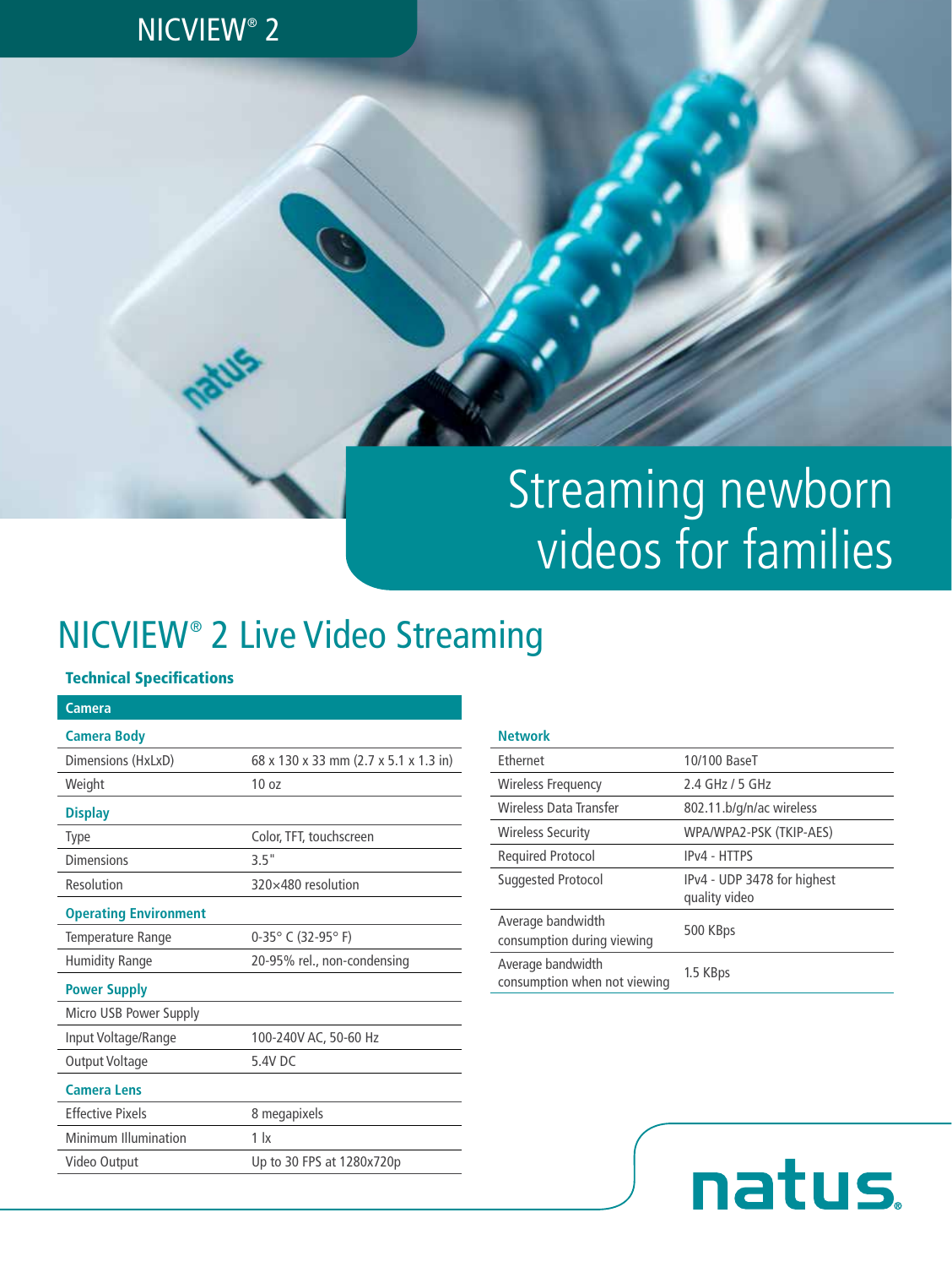# NICVIEW® 2

## Streaming newborn videos for families

# NICVIEW® 2 Live Video Streaming

### Technical Specifications

| Camera | |
|---|---|
| **Camera Body** | |
| Dimensions (HxLxD) | 68 x 130 x 33 mm (2.7 x 5.1 x 1.3 in) |
| Weight | 10 oz |
| **Display** | |
| Type | Color, TFT, touchscreen |
| Dimensions | 3.5" |
| Resolution | 320×480 resolution |
| **Operating Environment** | |
| Temperature Range | 0-35° C (32-95° F) |
| Humidity Range | 20-95% rel., non-condensing |
| **Power Supply** | |
| Micro USB Power Supply | |
| Input Voltage/Range | 100-240V AC, 50-60 Hz |
| Output Voltage | 5.4V DC |
| **Camera Lens** | |
| Effective Pixels | 8 megapixels |
| Minimum Illumination | 1 lx |
| Video Output | Up to 30 FPS at 1280x720p |

| Network | |
|---|---|
| Ethernet | 10/100 BaseT |
| Wireless Frequency | 2.4 GHz / 5 GHz |
| Wireless Data Transfer | 802.11.b/g/n/ac wireless |
| Wireless Security | WPA/WPA2-PSK (TKIP-AES) |
| Required Protocol | IPv4 - HTTPS |
| Suggested Protocol | IPv4 - UDP 3478 for highest quality video |
| Average bandwidth consumption during viewing | 500 KBps |
| Average bandwidth consumption when not viewing | 1.5 KBps |

natus.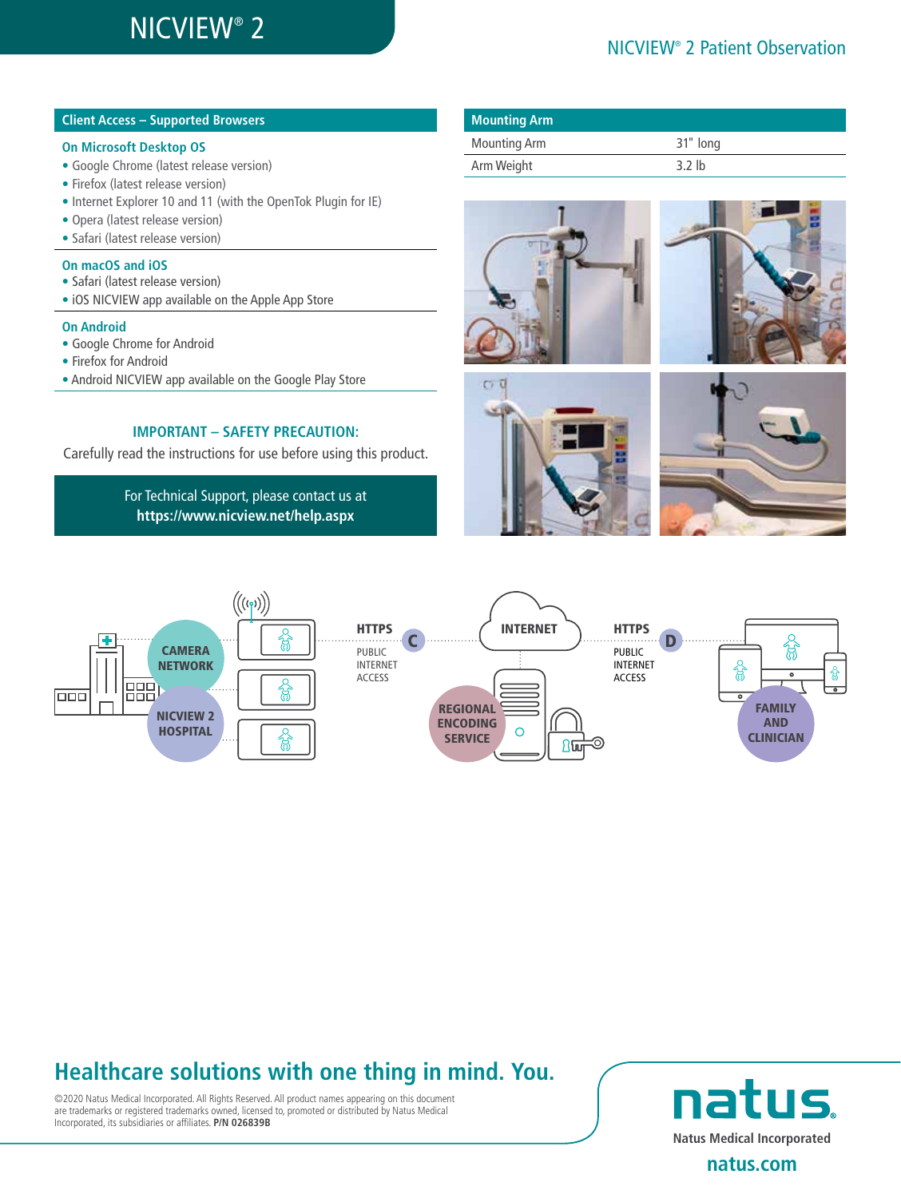# NICVIEW® 2

## NICVIEW® 2 Patient Observation

### Client Access – Supported Browsers

**On Microsoft Desktop OS**

- Google Chrome (latest release version)
- Firefox (latest release version)
- Internet Explorer 10 and 11 (with the OpenTok Plugin for IE)
- Opera (latest release version)
- Safari (latest release version)

**On macOS and iOS**

- Safari (latest release version)
- iOS NICVIEW app available on the Apple App Store

**On Android**

- Google Chrome for Android
- Firefox for Android
- Android NICVIEW app available on the Google Play Store

**IMPORTANT – SAFETY PRECAUTION:**

Carefully read the instructions for use before using this product.

For Technical Support, please contact us at
**https://www.nicview.net/help.aspx**

### Mounting Arm

| | |
|---|---|
| Mounting Arm | 31" long |
| Arm Weight | 3.2 lb |

CAMERA NETWORK

NICVIEW 2 HOSPITAL

HTTPS
C
PUBLIC INTERNET ACCESS

INTERNET

REGIONAL ENCODING SERVICE

HTTPS
D
PUBLIC INTERNET ACCESS

FAMILY AND CLINICIAN

## Healthcare solutions with one thing in mind. You.

©2020 Natus Medical Incorporated. All Rights Reserved. All product names appearing on this document are trademarks or registered trademarks owned, licensed to, promoted or distributed by Natus Medical Incorporated, its subsidiaries or affiliates. **P/N 026839B**

natus.

Natus Medical Incorporated

**natus.com**